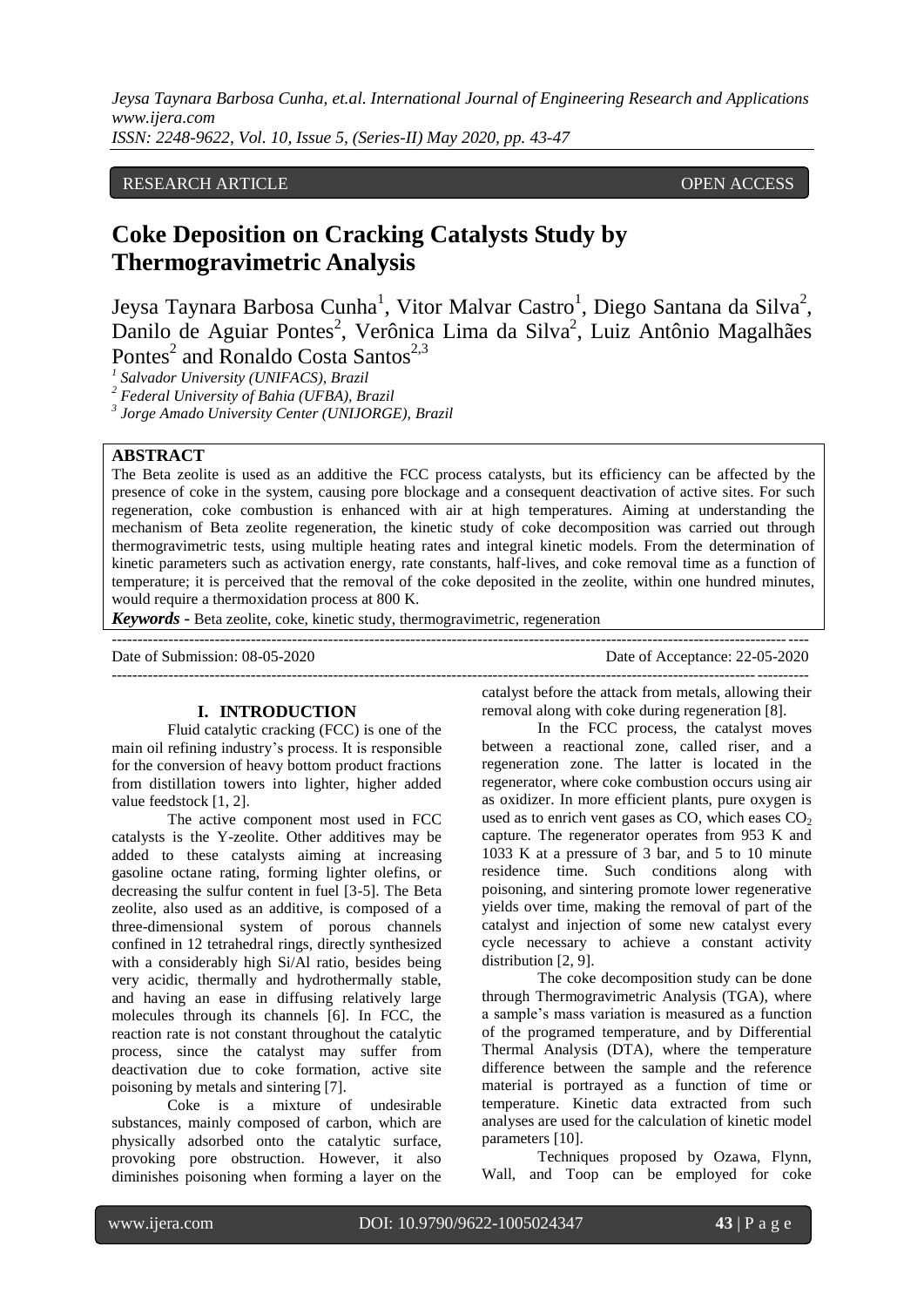RESEARCH ARTICLE OPEN ACCESS

# Coke Deposition on Cracking Catalysts Study by Thermogravimetric Analysis

Jeysa Taynara Barbosa Cunha[1], Vitor Malvar Castro[1], Diego Santana da Silva[2], Danilo de Aguiar Pontes[2], Verônica Lima da Silva[2], Luiz Antônio Magalhães Pontes[2] and Ronaldo Costa Santos[2,3]

*[1] Salvador University (UNIFACS), Brazil*
*[2] Federal University of Bahia (UFBA), Brazil*
*[3] Jorge Amado University Center (UNIJORGE), Brazil*

## ABSTRACT

The Beta zeolite is used as an additive the FCC process catalysts, but its efficiency can be affected by the presence of coke in the system, causing pore blockage and a consequent deactivation of active sites. For such regeneration, coke combustion is enhanced with air at high temperatures. Aiming at understanding the mechanism of Beta zeolite regeneration, the kinetic study of coke decomposition was carried out through thermogravimetric tests, using multiple heating rates and integral kinetic models. From the determination of kinetic parameters such as activation energy, rate constants, half-lives, and coke removal time as a function of temperature; it is perceived that the removal of the coke deposited in the zeolite, within one hundred minutes, would require a thermoxidation process at 800 K.

***Keywords* -** Beta zeolite, coke, kinetic study, thermogravimetric, regeneration

Date of Submission: 08-05-2020 Date of Acceptance: 22-05-2020

## I. INTRODUCTION

Fluid catalytic cracking (FCC) is one of the main oil refining industry's process. It is responsible for the conversion of heavy bottom product fractions from distillation towers into lighter, higher added value feedstock [1, 2].

The active component most used in FCC catalysts is the Y-zeolite. Other additives may be added to these catalysts aiming at increasing gasoline octane rating, forming lighter olefins, or decreasing the sulfur content in fuel [3-5]. The Beta zeolite, also used as an additive, is composed of a three-dimensional system of porous channels confined in 12 tetrahedral rings, directly synthesized with a considerably high Si/Al ratio, besides being very acidic, thermally and hydrothermally stable, and having an ease in diffusing relatively large molecules through its channels [6]. In FCC, the reaction rate is not constant throughout the catalytic process, since the catalyst may suffer from deactivation due to coke formation, active site poisoning by metals and sintering [7].

Coke is a mixture of undesirable substances, mainly composed of carbon, which are physically adsorbed onto the catalytic surface, provoking pore obstruction. However, it also diminishes poisoning when forming a layer on the catalyst before the attack from metals, allowing their removal along with coke during regeneration [8].

In the FCC process, the catalyst moves between a reactional zone, called riser, and a regeneration zone. The latter is located in the regenerator, where coke combustion occurs using air as oxidizer. In more efficient plants, pure oxygen is used as to enrich vent gases as CO, which eases $CO_2$ capture. The regenerator operates from 953 K and 1033 K at a pressure of 3 bar, and 5 to 10 minute residence time. Such conditions along with poisoning, and sintering promote lower regenerative yields over time, making the removal of part of the catalyst and injection of some new catalyst every cycle necessary to achieve a constant activity distribution [2, 9].

The coke decomposition study can be done through Thermogravimetric Analysis (TGA), where a sample's mass variation is measured as a function of the programed temperature, and by Differential Thermal Analysis (DTA), where the temperature difference between the sample and the reference material is portrayed as a function of time or temperature. Kinetic data extracted from such analyses are used for the calculation of kinetic model parameters [10].

Techniques proposed by Ozawa, Flynn, Wall, and Toop can be employed for coke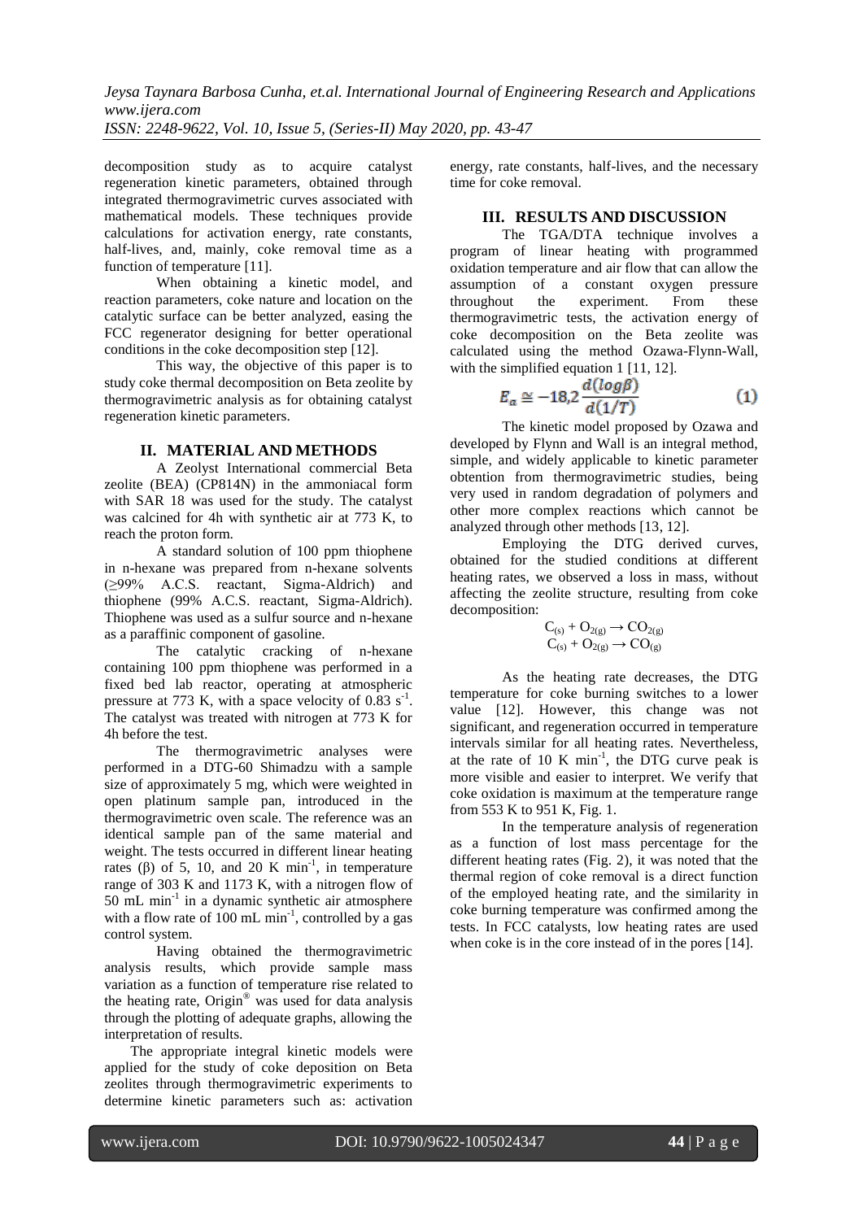decomposition study as to acquire catalyst regeneration kinetic parameters, obtained through integrated thermogravimetric curves associated with mathematical models. These techniques provide calculations for activation energy, rate constants, half-lives, and, mainly, coke removal time as a function of temperature [11].

When obtaining a kinetic model, and reaction parameters, coke nature and location on the catalytic surface can be better analyzed, easing the FCC regenerator designing for better operational conditions in the coke decomposition step [12].

This way, the objective of this paper is to study coke thermal decomposition on Beta zeolite by thermogravimetric analysis as for obtaining catalyst regeneration kinetic parameters.

## II. MATERIAL AND METHODS

A Zeolyst International commercial Beta zeolite (BEA) (CP814N) in the ammoniacal form with SAR 18 was used for the study. The catalyst was calcined for 4h with synthetic air at 773 K, to reach the proton form.

A standard solution of 100 ppm thiophene in n-hexane was prepared from n-hexane solvents (≥99% A.C.S. reactant, Sigma-Aldrich) and thiophene (99% A.C.S. reactant, Sigma-Aldrich). Thiophene was used as a sulfur source and n-hexane as a paraffinic component of gasoline.

The catalytic cracking of n-hexane containing 100 ppm thiophene was performed in a fixed bed lab reactor, operating at atmospheric pressure at 773 K, with a space velocity of 0.83 $s^{-1}$. The catalyst was treated with nitrogen at 773 K for 4h before the test.

The thermogravimetric analyses were performed in a DTG-60 Shimadzu with a sample size of approximately 5 mg, which were weighted in open platinum sample pan, introduced in the thermogravimetric oven scale. The reference was an identical sample pan of the same material and weight. The tests occurred in different linear heating rates (β) of 5, 10, and 20 K $min^{-1}$, in temperature range of 303 K and 1173 K, with a nitrogen flow of 50 mL $min^{-1}$ in a dynamic synthetic air atmosphere with a flow rate of 100 mL $min^{-1}$, controlled by a gas control system.

Having obtained the thermogravimetric analysis results, which provide sample mass variation as a function of temperature rise related to the heating rate, Origin® was used for data analysis through the plotting of adequate graphs, allowing the interpretation of results.

The appropriate integral kinetic models were applied for the study of coke deposition on Beta zeolites through thermogravimetric experiments to determine kinetic parameters such as: activation energy, rate constants, half-lives, and the necessary time for coke removal.

## III. RESULTS AND DISCUSSION

The TGA/DTA technique involves a program of linear heating with programmed oxidation temperature and air flow that can allow the assumption of a constant oxygen pressure throughout the experiment. From these thermogravimetric tests, the activation energy of coke decomposition on the Beta zeolite was calculated using the method Ozawa-Flynn-Wall, with the simplified equation 1 [11, 12].

$$E_{\alpha} \cong -18{,}2\,\frac{d(\log\beta)}{d(1/T)} \tag{1}$$

The kinetic model proposed by Ozawa and developed by Flynn and Wall is an integral method, simple, and widely applicable to kinetic parameter obtention from thermogravimetric studies, being very used in random degradation of polymers and other more complex reactions which cannot be analyzed through other methods [13, 12].

Employing the DTG derived curves, obtained for the studied conditions at different heating rates, we observed a loss in mass, without affecting the zeolite structure, resulting from coke decomposition:

$$C_{(s)} + O_{2(g)} \rightarrow CO_{2(g)}$$
$$C_{(s)} + O_{2(g)} \rightarrow CO_{(g)}$$

As the heating rate decreases, the DTG temperature for coke burning switches to a lower value [12]. However, this change was not significant, and regeneration occurred in temperature intervals similar for all heating rates. Nevertheless, at the rate of 10 K $min^{-1}$, the DTG curve peak is more visible and easier to interpret. We verify that coke oxidation is maximum at the temperature range from 553 K to 951 K, Fig. 1.

In the temperature analysis of regeneration as a function of lost mass percentage for the different heating rates (Fig. 2), it was noted that the thermal region of coke removal is a direct function of the employed heating rate, and the similarity in coke burning temperature was confirmed among the tests. In FCC catalysts, low heating rates are used when coke is in the core instead of in the pores [14].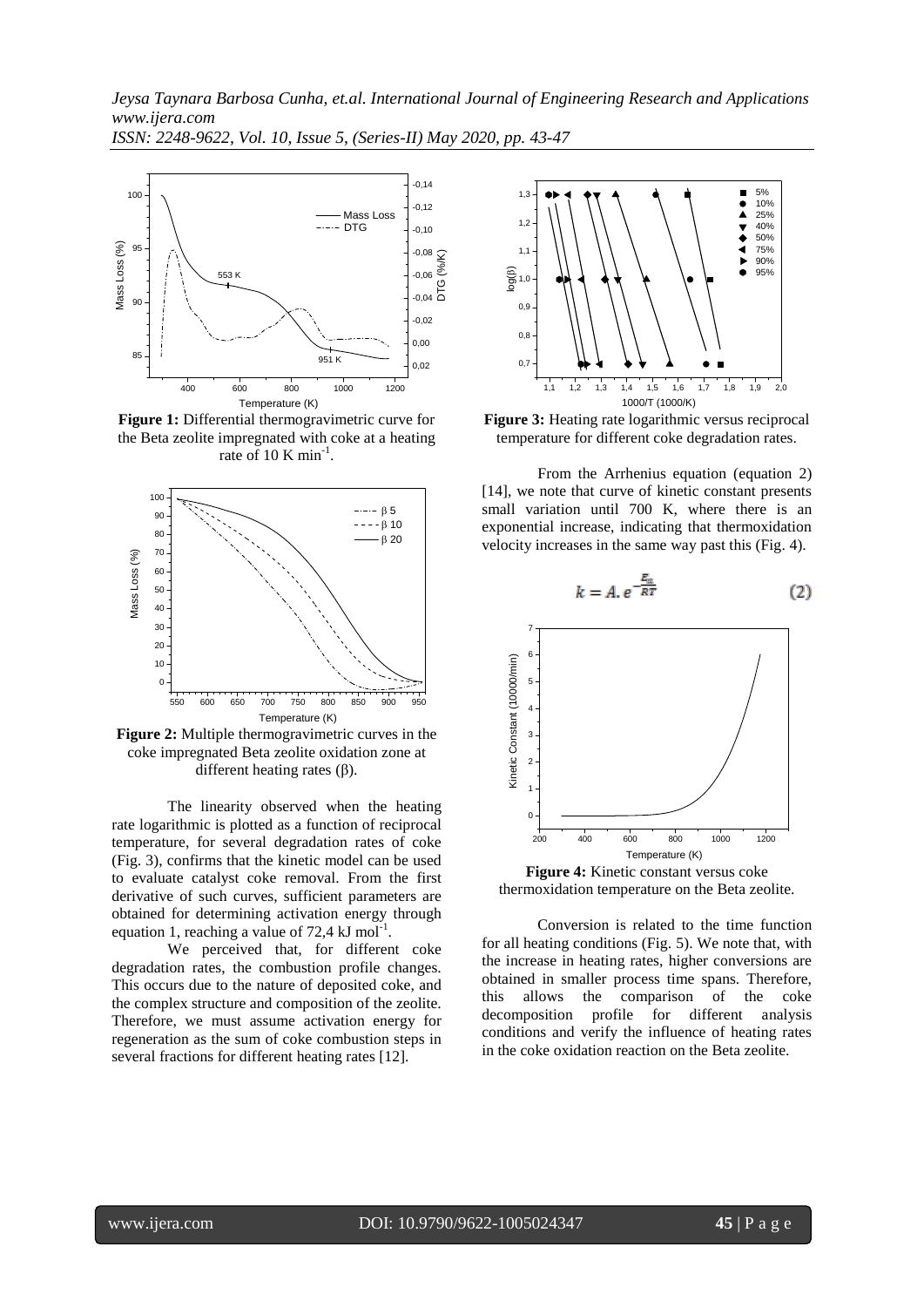**Figure 1:** Differential thermogravimetric curve for the Beta zeolite impregnated with coke at a heating rate of 10 K $min^{-1}$.

**Figure 2:** Multiple thermogravimetric curves in the coke impregnated Beta zeolite oxidation zone at different heating rates (β).

The linearity observed when the heating rate logarithmic is plotted as a function of reciprocal temperature, for several degradation rates of coke (Fig. 3), confirms that the kinetic model can be used to evaluate catalyst coke removal. From the first derivative of such curves, sufficient parameters are obtained for determining activation energy through equation 1, reaching a value of 72,4 kJ $mol^{-1}$.

We perceived that, for different coke degradation rates, the combustion profile changes. This occurs due to the nature of deposited coke, and the complex structure and composition of the zeolite. Therefore, we must assume activation energy for regeneration as the sum of coke combustion steps in several fractions for different heating rates [12].

**Figure 3:** Heating rate logarithmic versus reciprocal temperature for different coke degradation rates.

From the Arrhenius equation (equation 2) [14], we note that curve of kinetic constant presents small variation until 700 K, where there is an exponential increase, indicating that thermoxidation velocity increases in the same way past this (Fig. 4).

$$k = A.e^{-\frac{E_a}{RT}} \quad (2)$$

**Figure 4:** Kinetic constant versus coke thermoxidation temperature on the Beta zeolite.

Conversion is related to the time function for all heating conditions (Fig. 5). We note that, with the increase in heating rates, higher conversions are obtained in smaller process time spans. Therefore, this allows the comparison of the coke decomposition profile for different analysis conditions and verify the influence of heating rates in the coke oxidation reaction on the Beta zeolite.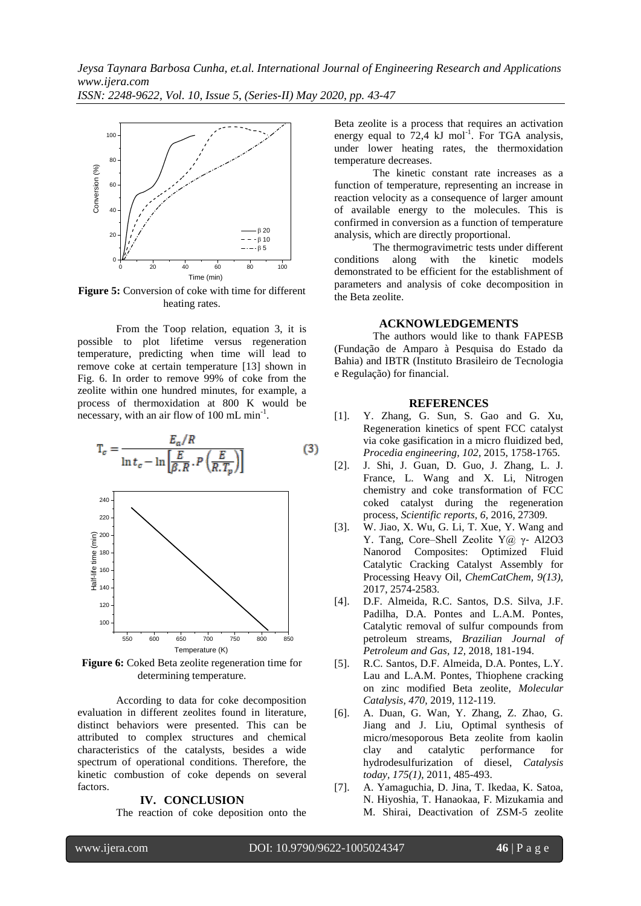**Figure 5:** Conversion of coke with time for different heating rates.

From the Toop relation, equation 3, it is possible to plot lifetime versus regeneration temperature, predicting when time will lead to remove coke at certain temperature [13] shown in Fig. 6. In order to remove 99% of coke from the zeolite within one hundred minutes, for example, a process of thermoxidation at 800 K would be necessary, with an air flow of 100 mL min$^{-1}$.

$$T_c = \frac{E_a/R}{\ln t_c - \ln\left[\frac{E}{\beta . R} . P\left(\frac{E}{R . T_p}\right)\right]} \qquad (3)$$

**Figure 6:** Coked Beta zeolite regeneration time for determining temperature.

According to data for coke decomposition evaluation in different zeolites found in literature, distinct behaviors were presented. This can be attributed to complex structures and chemical characteristics of the catalysts, besides a wide spectrum of operational conditions. Therefore, the kinetic combustion of coke depends on several factors.

## IV. CONCLUSION

The reaction of coke deposition onto the Beta zeolite is a process that requires an activation energy equal to 72,4 kJ mol$^{-1}$. For TGA analysis, under lower heating rates, the thermoxidation temperature decreases.

The kinetic constant rate increases as a function of temperature, representing an increase in reaction velocity as a consequence of larger amount of available energy to the molecules. This is confirmed in conversion as a function of temperature analysis, which are directly proportional.

The thermogravimetric tests under different conditions along with the kinetic models demonstrated to be efficient for the establishment of parameters and analysis of coke decomposition in the Beta zeolite.

## ACKNOWLEDGEMENTS

The authors would like to thank FAPESB (Fundação de Amparo à Pesquisa do Estado da Bahia) and IBTR (Instituto Brasileiro de Tecnologia e Regulação) for financial.

## REFERENCES

[1]. Y. Zhang, G. Sun, S. Gao and G. Xu, Regeneration kinetics of spent FCC catalyst via coke gasification in a micro fluidized bed, *Procedia engineering, 102,* 2015, 1758-1765.

[2]. J. Shi, J. Guan, D. Guo, J. Zhang, L. J. France, L. Wang and X. Li, Nitrogen chemistry and coke transformation of FCC coked catalyst during the regeneration process, *Scientific reports, 6,* 2016, 27309.

[3]. W. Jiao, X. Wu, G. Li, T. Xue, Y. Wang and Y. Tang, Core–Shell Zeolite Y@ γ- Al2O3 Nanorod Composites: Optimized Fluid Catalytic Cracking Catalyst Assembly for Processing Heavy Oil, *ChemCatChem, 9(13),* 2017, 2574-2583.

[4]. D.F. Almeida, R.C. Santos, D.S. Silva, J.F. Padilha, D.A. Pontes and L.A.M. Pontes, Catalytic removal of sulfur compounds from petroleum streams, *Brazilian Journal of Petroleum and Gas, 12,* 2018, 181-194.

[5]. R.C. Santos, D.F. Almeida, D.A. Pontes, L.Y. Lau and L.A.M. Pontes, Thiophene cracking on zinc modified Beta zeolite, *Molecular Catalysis, 470,* 2019, 112-119.

[6]. A. Duan, G. Wan, Y. Zhang, Z. Zhao, G. Jiang and J. Liu, Optimal synthesis of micro/mesoporous Beta zeolite from kaolin clay and catalytic performance for hydrodesulfurization of diesel, *Catalysis today, 175(1),* 2011, 485-493.

[7]. A. Yamaguchia, D. Jina, T. Ikedaa, K. Satoa, N. Hiyoshia, T. Hanaokaa, F. Mizukamia and M. Shirai, Deactivation of ZSM-5 zeolite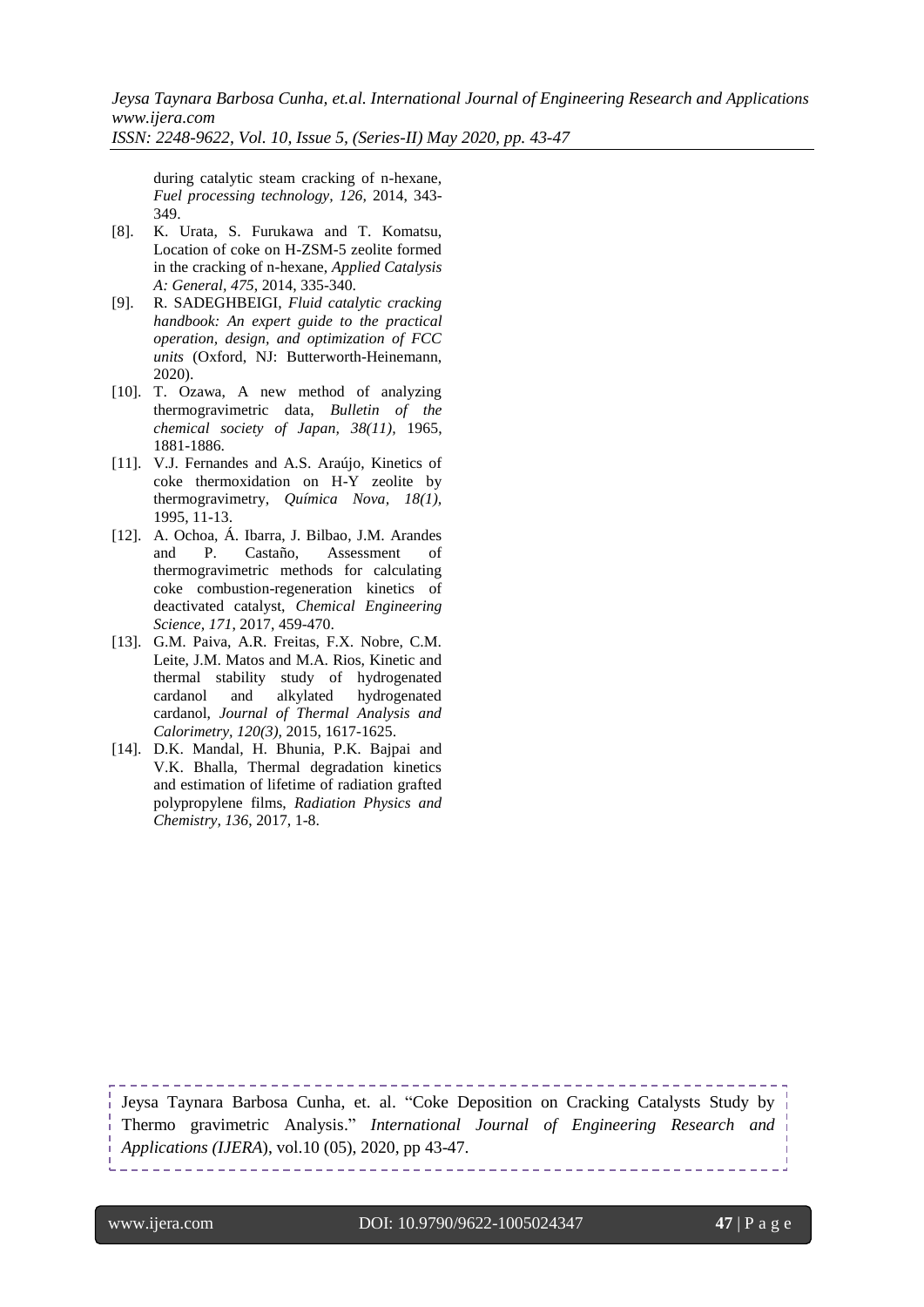during catalytic steam cracking of n-hexane, *Fuel processing technology, 126,* 2014, 343-349.

[8]. K. Urata, S. Furukawa and T. Komatsu, Location of coke on H-ZSM-5 zeolite formed in the cracking of n-hexane, *Applied Catalysis A: General, 475*, 2014, 335-340.

[9]. R. SADEGHBEIGI, *Fluid catalytic cracking handbook: An expert guide to the practical operation, design, and optimization of FCC units* (Oxford, NJ: Butterworth-Heinemann, 2020).

[10]. T. Ozawa, A new method of analyzing thermogravimetric data, *Bulletin of the chemical society of Japan, 38(11),* 1965, 1881-1886.

[11]. V.J. Fernandes and A.S. Araújo, Kinetics of coke thermoxidation on H-Y zeolite by thermogravimetry, *Química Nova, 18(1),* 1995, 11-13.

[12]. A. Ochoa, Á. Ibarra, J. Bilbao, J.M. Arandes and P. Castaño, Assessment of thermogravimetric methods for calculating coke combustion-regeneration kinetics of deactivated catalyst, *Chemical Engineering Science, 171*, 2017, 459-470.

[13]. G.M. Paiva, A.R. Freitas, F.X. Nobre, C.M. Leite, J.M. Matos and M.A. Rios, Kinetic and thermal stability study of hydrogenated cardanol and alkylated hydrogenated cardanol, *Journal of Thermal Analysis and Calorimetry, 120(3),* 2015, 1617-1625.

[14]. D.K. Mandal, H. Bhunia, P.K. Bajpai and V.K. Bhalla, Thermal degradation kinetics and estimation of lifetime of radiation grafted polypropylene films, *Radiation Physics and Chemistry, 136*, 2017, 1-8.

Jeysa Taynara Barbosa Cunha, et. al. "Coke Deposition on Cracking Catalysts Study by Thermo gravimetric Analysis." *International Journal of Engineering Research and Applications (IJERA*), vol.10 (05), 2020, pp 43-47.